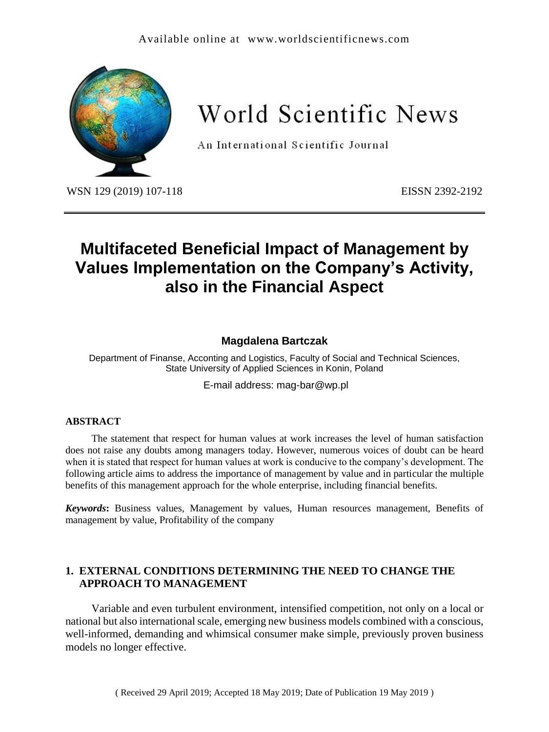# Multifaceted Beneficial Impact of Management by Values Implementation on the Company's Activity, also in the Financial Aspect

**Magdalena Bartczak**

Department of Finanse, Acconting and Logistics, Faculty of Social and Technical Sciences, State University of Applied Sciences in Konin, Poland

E-mail address: mag-bar@wp.pl

## ABSTRACT

The statement that respect for human values at work increases the level of human satisfaction does not raise any doubts among managers today. However, numerous voices of doubt can be heard when it is stated that respect for human values at work is conducive to the company's development. The following article aims to address the importance of management by value and in particular the multiple benefits of this management approach for the whole enterprise, including financial benefits.

***Keywords*:** Business values, Management by values, Human resources management, Benefits of management by value, Profitability of the company

## 1. EXTERNAL CONDITIONS DETERMINING THE NEED TO CHANGE THE APPROACH TO MANAGEMENT

Variable and even turbulent environment, intensified competition, not only on a local or national but also international scale, emerging new business models combined with a conscious, well-informed, demanding and whimsical consumer make simple, previously proven business models no longer effective.

( Received 29 April 2019; Accepted 18 May 2019; Date of Publication 19 May 2019 )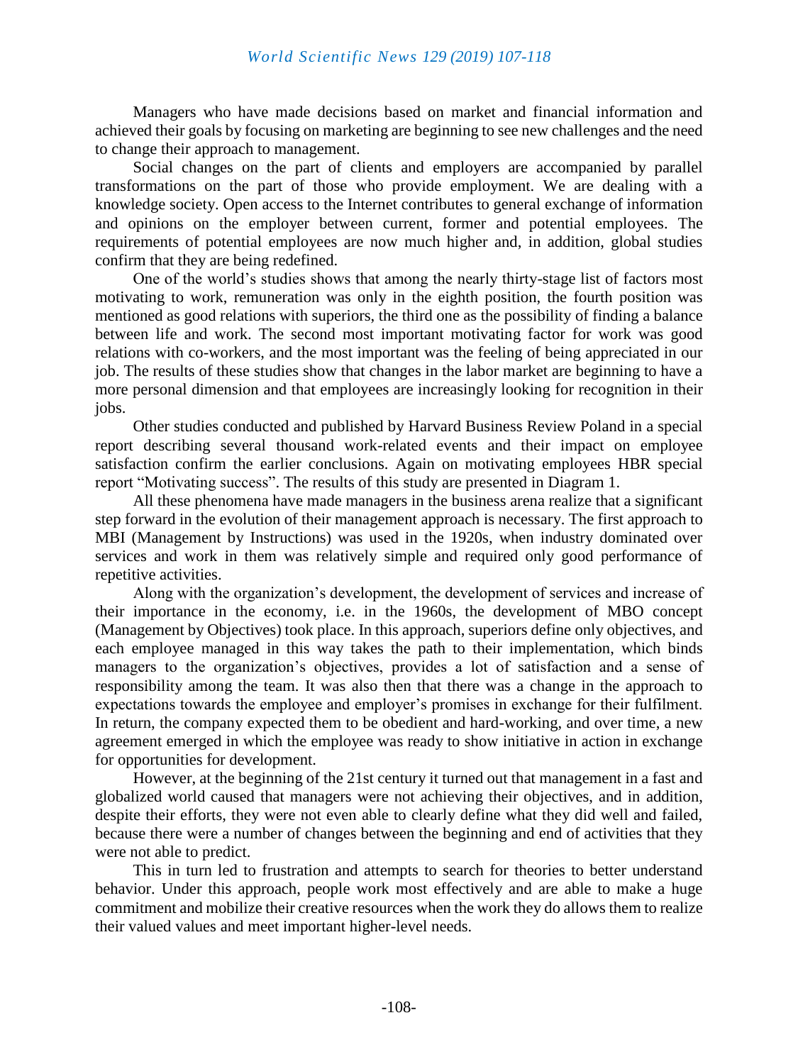Managers who have made decisions based on market and financial information and achieved their goals by focusing on marketing are beginning to see new challenges and the need to change their approach to management.

Social changes on the part of clients and employers are accompanied by parallel transformations on the part of those who provide employment. We are dealing with a knowledge society. Open access to the Internet contributes to general exchange of information and opinions on the employer between current, former and potential employees. The requirements of potential employees are now much higher and, in addition, global studies confirm that they are being redefined.

One of the world's studies shows that among the nearly thirty-stage list of factors most motivating to work, remuneration was only in the eighth position, the fourth position was mentioned as good relations with superiors, the third one as the possibility of finding a balance between life and work. The second most important motivating factor for work was good relations with co-workers, and the most important was the feeling of being appreciated in our job. The results of these studies show that changes in the labor market are beginning to have a more personal dimension and that employees are increasingly looking for recognition in their jobs.

Other studies conducted and published by Harvard Business Review Poland in a special report describing several thousand work-related events and their impact on employee satisfaction confirm the earlier conclusions. Again on motivating employees HBR special report "Motivating success". The results of this study are presented in Diagram 1.

All these phenomena have made managers in the business arena realize that a significant step forward in the evolution of their management approach is necessary. The first approach to MBI (Management by Instructions) was used in the 1920s, when industry dominated over services and work in them was relatively simple and required only good performance of repetitive activities.

Along with the organization's development, the development of services and increase of their importance in the economy, i.e. in the 1960s, the development of MBO concept (Management by Objectives) took place. In this approach, superiors define only objectives, and each employee managed in this way takes the path to their implementation, which binds managers to the organization's objectives, provides a lot of satisfaction and a sense of responsibility among the team. It was also then that there was a change in the approach to expectations towards the employee and employer's promises in exchange for their fulfilment. In return, the company expected them to be obedient and hard-working, and over time, a new agreement emerged in which the employee was ready to show initiative in action in exchange for opportunities for development.

However, at the beginning of the 21st century it turned out that management in a fast and globalized world caused that managers were not achieving their objectives, and in addition, despite their efforts, they were not even able to clearly define what they did well and failed, because there were a number of changes between the beginning and end of activities that they were not able to predict.

This in turn led to frustration and attempts to search for theories to better understand behavior. Under this approach, people work most effectively and are able to make a huge commitment and mobilize their creative resources when the work they do allows them to realize their valued values and meet important higher-level needs.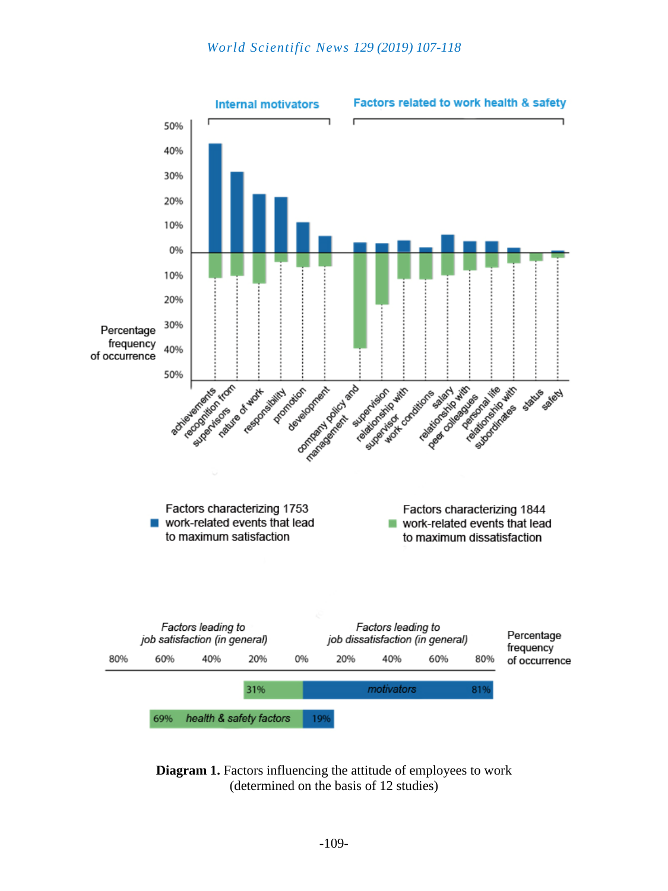Internal motivators

Factors related to work health & safety

Percentage frequency of occurrence

achievements, recognition from supervisors, nature of work, responsibility, promotion, development, company policy and management, supervision, relationship with supervisor, work conditions, salary, relationship with peer colleagues, personal life, relationship with subordinates, status, safety

Factors characterizing 1753 work-related events that lead to maximum satisfaction

Factors characterizing 1844 work-related events that lead to maximum dissatisfaction

*Factors leading to job satisfaction (in general)*

*Factors leading to job dissatisfaction (in general)*

Percentage frequency of occurrence

31% *motivators* 81%

69% *health & safety factors* 19%

**Diagram 1.** Factors influencing the attitude of employees to work (determined on the basis of 12 studies)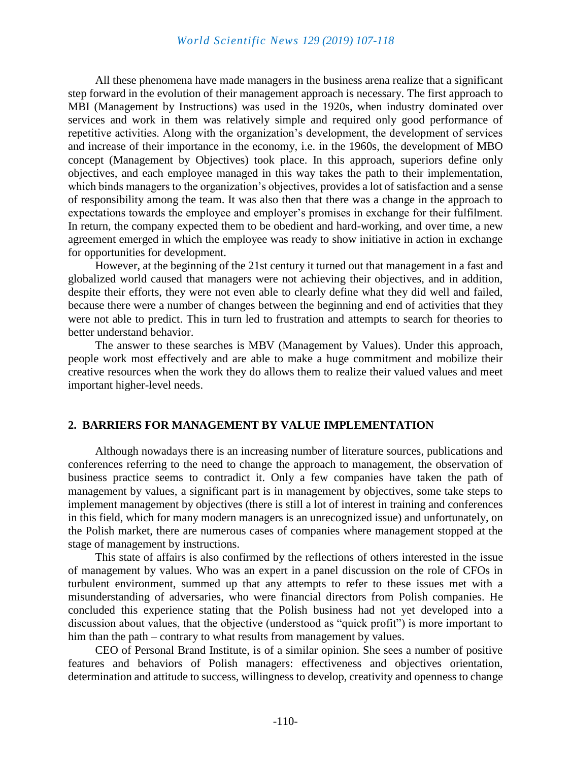All these phenomena have made managers in the business arena realize that a significant step forward in the evolution of their management approach is necessary. The first approach to MBI (Management by Instructions) was used in the 1920s, when industry dominated over services and work in them was relatively simple and required only good performance of repetitive activities. Along with the organization's development, the development of services and increase of their importance in the economy, i.e. in the 1960s, the development of MBO concept (Management by Objectives) took place. In this approach, superiors define only objectives, and each employee managed in this way takes the path to their implementation, which binds managers to the organization's objectives, provides a lot of satisfaction and a sense of responsibility among the team. It was also then that there was a change in the approach to expectations towards the employee and employer's promises in exchange for their fulfilment. In return, the company expected them to be obedient and hard-working, and over time, a new agreement emerged in which the employee was ready to show initiative in action in exchange for opportunities for development.

However, at the beginning of the 21st century it turned out that management in a fast and globalized world caused that managers were not achieving their objectives, and in addition, despite their efforts, they were not even able to clearly define what they did well and failed, because there were a number of changes between the beginning and end of activities that they were not able to predict. This in turn led to frustration and attempts to search for theories to better understand behavior.

The answer to these searches is MBV (Management by Values). Under this approach, people work most effectively and are able to make a huge commitment and mobilize their creative resources when the work they do allows them to realize their valued values and meet important higher-level needs.

## 2. BARRIERS FOR MANAGEMENT BY VALUE IMPLEMENTATION

Although nowadays there is an increasing number of literature sources, publications and conferences referring to the need to change the approach to management, the observation of business practice seems to contradict it. Only a few companies have taken the path of management by values, a significant part is in management by objectives, some take steps to implement management by objectives (there is still a lot of interest in training and conferences in this field, which for many modern managers is an unrecognized issue) and unfortunately, on the Polish market, there are numerous cases of companies where management stopped at the stage of management by instructions.

This state of affairs is also confirmed by the reflections of others interested in the issue of management by values. Who was an expert in a panel discussion on the role of CFOs in turbulent environment, summed up that any attempts to refer to these issues met with a misunderstanding of adversaries, who were financial directors from Polish companies. He concluded this experience stating that the Polish business had not yet developed into a discussion about values, that the objective (understood as "quick profit") is more important to him than the path – contrary to what results from management by values.

CEO of Personal Brand Institute, is of a similar opinion. She sees a number of positive features and behaviors of Polish managers: effectiveness and objectives orientation, determination and attitude to success, willingness to develop, creativity and openness to change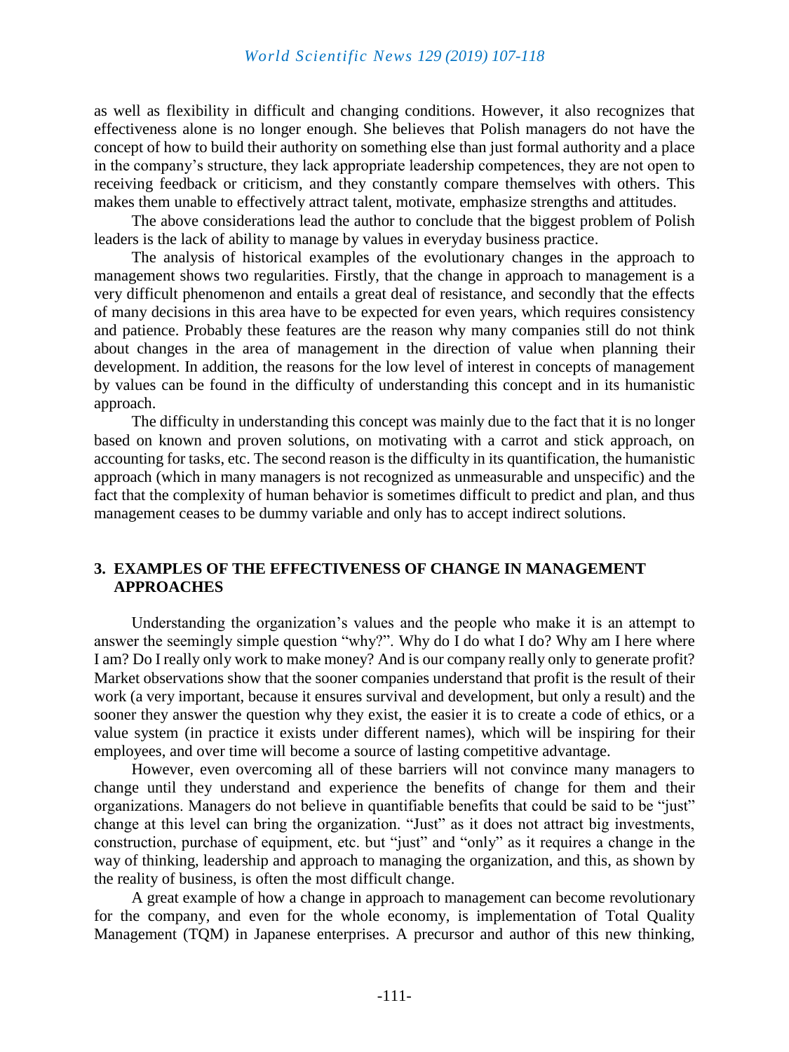as well as flexibility in difficult and changing conditions. However, it also recognizes that effectiveness alone is no longer enough. She believes that Polish managers do not have the concept of how to build their authority on something else than just formal authority and a place in the company's structure, they lack appropriate leadership competences, they are not open to receiving feedback or criticism, and they constantly compare themselves with others. This makes them unable to effectively attract talent, motivate, emphasize strengths and attitudes.

The above considerations lead the author to conclude that the biggest problem of Polish leaders is the lack of ability to manage by values in everyday business practice.

The analysis of historical examples of the evolutionary changes in the approach to management shows two regularities. Firstly, that the change in approach to management is a very difficult phenomenon and entails a great deal of resistance, and secondly that the effects of many decisions in this area have to be expected for even years, which requires consistency and patience. Probably these features are the reason why many companies still do not think about changes in the area of management in the direction of value when planning their development. In addition, the reasons for the low level of interest in concepts of management by values can be found in the difficulty of understanding this concept and in its humanistic approach.

The difficulty in understanding this concept was mainly due to the fact that it is no longer based on known and proven solutions, on motivating with a carrot and stick approach, on accounting for tasks, etc. The second reason is the difficulty in its quantification, the humanistic approach (which in many managers is not recognized as unmeasurable and unspecific) and the fact that the complexity of human behavior is sometimes difficult to predict and plan, and thus management ceases to be dummy variable and only has to accept indirect solutions.

## 3. EXAMPLES OF THE EFFECTIVENESS OF CHANGE IN MANAGEMENT APPROACHES

Understanding the organization's values and the people who make it is an attempt to answer the seemingly simple question "why?". Why do I do what I do? Why am I here where I am? Do I really only work to make money? And is our company really only to generate profit? Market observations show that the sooner companies understand that profit is the result of their work (a very important, because it ensures survival and development, but only a result) and the sooner they answer the question why they exist, the easier it is to create a code of ethics, or a value system (in practice it exists under different names), which will be inspiring for their employees, and over time will become a source of lasting competitive advantage.

However, even overcoming all of these barriers will not convince many managers to change until they understand and experience the benefits of change for them and their organizations. Managers do not believe in quantifiable benefits that could be said to be "just" change at this level can bring the organization. "Just" as it does not attract big investments, construction, purchase of equipment, etc. but "just" and "only" as it requires a change in the way of thinking, leadership and approach to managing the organization, and this, as shown by the reality of business, is often the most difficult change.

A great example of how a change in approach to management can become revolutionary for the company, and even for the whole economy, is implementation of Total Quality Management (TQM) in Japanese enterprises. A precursor and author of this new thinking,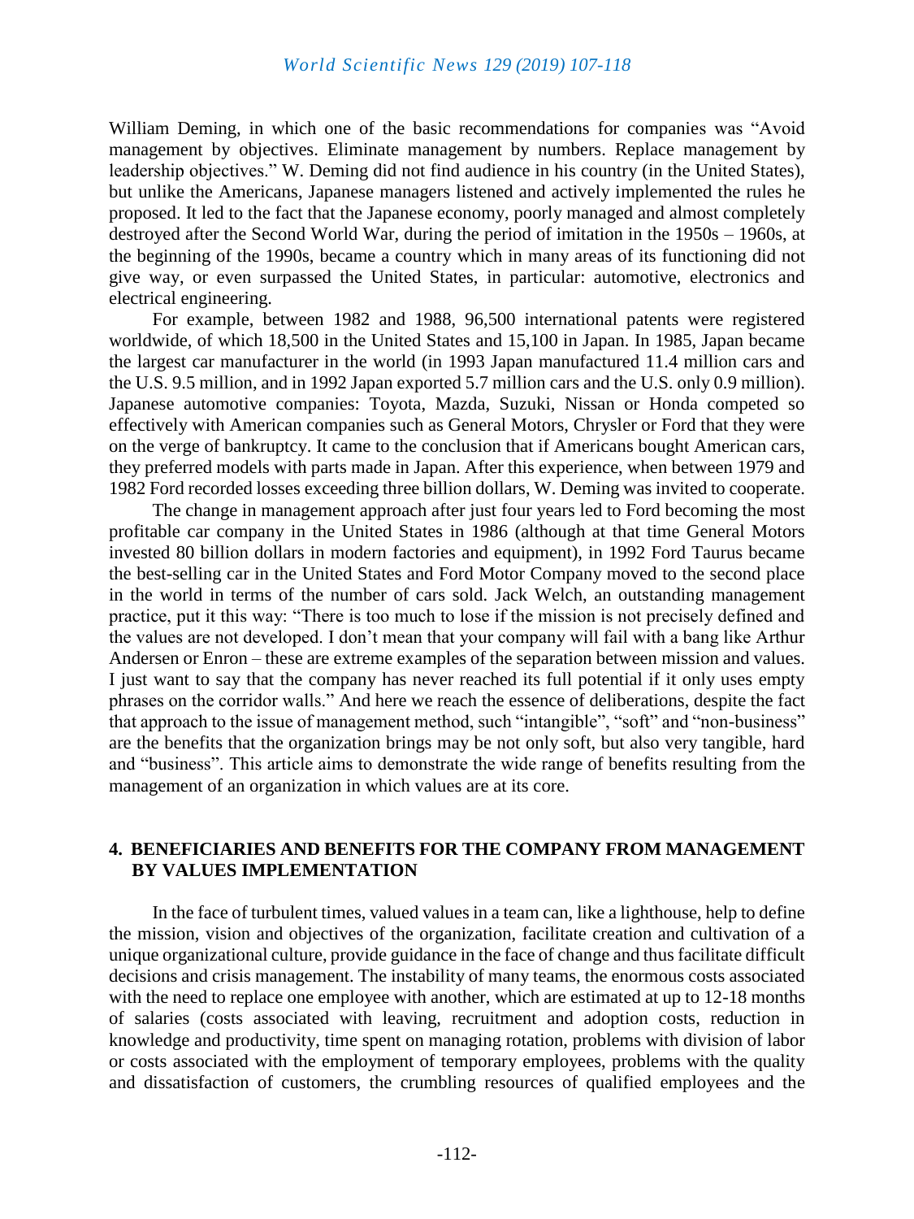William Deming, in which one of the basic recommendations for companies was "Avoid management by objectives. Eliminate management by numbers. Replace management by leadership objectives." W. Deming did not find audience in his country (in the United States), but unlike the Americans, Japanese managers listened and actively implemented the rules he proposed. It led to the fact that the Japanese economy, poorly managed and almost completely destroyed after the Second World War, during the period of imitation in the 1950s – 1960s, at the beginning of the 1990s, became a country which in many areas of its functioning did not give way, or even surpassed the United States, in particular: automotive, electronics and electrical engineering.

For example, between 1982 and 1988, 96,500 international patents were registered worldwide, of which 18,500 in the United States and 15,100 in Japan. In 1985, Japan became the largest car manufacturer in the world (in 1993 Japan manufactured 11.4 million cars and the U.S. 9.5 million, and in 1992 Japan exported 5.7 million cars and the U.S. only 0.9 million). Japanese automotive companies: Toyota, Mazda, Suzuki, Nissan or Honda competed so effectively with American companies such as General Motors, Chrysler or Ford that they were on the verge of bankruptcy. It came to the conclusion that if Americans bought American cars, they preferred models with parts made in Japan. After this experience, when between 1979 and 1982 Ford recorded losses exceeding three billion dollars, W. Deming was invited to cooperate.

The change in management approach after just four years led to Ford becoming the most profitable car company in the United States in 1986 (although at that time General Motors invested 80 billion dollars in modern factories and equipment), in 1992 Ford Taurus became the best-selling car in the United States and Ford Motor Company moved to the second place in the world in terms of the number of cars sold. Jack Welch, an outstanding management practice, put it this way: "There is too much to lose if the mission is not precisely defined and the values are not developed. I don't mean that your company will fail with a bang like Arthur Andersen or Enron – these are extreme examples of the separation between mission and values. I just want to say that the company has never reached its full potential if it only uses empty phrases on the corridor walls." And here we reach the essence of deliberations, despite the fact that approach to the issue of management method, such "intangible", "soft" and "non-business" are the benefits that the organization brings may be not only soft, but also very tangible, hard and "business". This article aims to demonstrate the wide range of benefits resulting from the management of an organization in which values are at its core.

## 4. BENEFICIARIES AND BENEFITS FOR THE COMPANY FROM MANAGEMENT BY VALUES IMPLEMENTATION

In the face of turbulent times, valued values in a team can, like a lighthouse, help to define the mission, vision and objectives of the organization, facilitate creation and cultivation of a unique organizational culture, provide guidance in the face of change and thus facilitate difficult decisions and crisis management. The instability of many teams, the enormous costs associated with the need to replace one employee with another, which are estimated at up to 12-18 months of salaries (costs associated with leaving, recruitment and adoption costs, reduction in knowledge and productivity, time spent on managing rotation, problems with division of labor or costs associated with the employment of temporary employees, problems with the quality and dissatisfaction of customers, the crumbling resources of qualified employees and the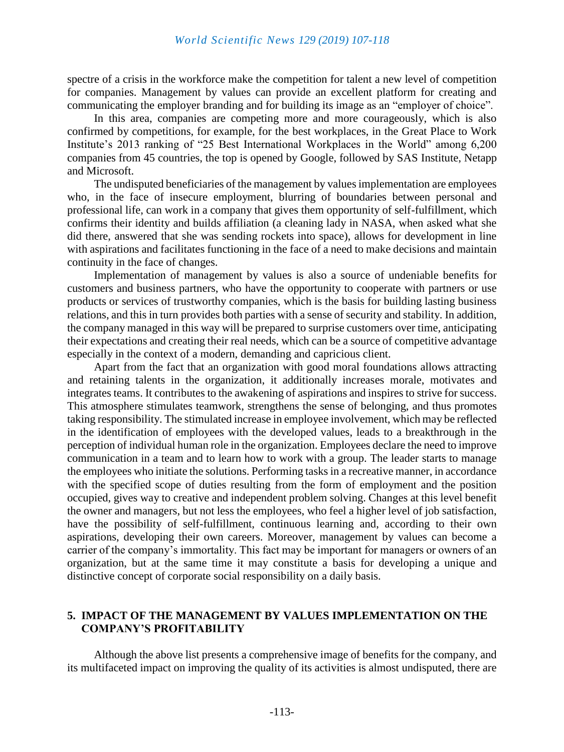spectre of a crisis in the workforce make the competition for talent a new level of competition for companies. Management by values can provide an excellent platform for creating and communicating the employer branding and for building its image as an "employer of choice".

In this area, companies are competing more and more courageously, which is also confirmed by competitions, for example, for the best workplaces, in the Great Place to Work Institute's 2013 ranking of "25 Best International Workplaces in the World" among 6,200 companies from 45 countries, the top is opened by Google, followed by SAS Institute, Netapp and Microsoft.

The undisputed beneficiaries of the management by values implementation are employees who, in the face of insecure employment, blurring of boundaries between personal and professional life, can work in a company that gives them opportunity of self-fulfillment, which confirms their identity and builds affiliation (a cleaning lady in NASA, when asked what she did there, answered that she was sending rockets into space), allows for development in line with aspirations and facilitates functioning in the face of a need to make decisions and maintain continuity in the face of changes.

Implementation of management by values is also a source of undeniable benefits for customers and business partners, who have the opportunity to cooperate with partners or use products or services of trustworthy companies, which is the basis for building lasting business relations, and this in turn provides both parties with a sense of security and stability. In addition, the company managed in this way will be prepared to surprise customers over time, anticipating their expectations and creating their real needs, which can be a source of competitive advantage especially in the context of a modern, demanding and capricious client.

Apart from the fact that an organization with good moral foundations allows attracting and retaining talents in the organization, it additionally increases morale, motivates and integrates teams. It contributes to the awakening of aspirations and inspires to strive for success. This atmosphere stimulates teamwork, strengthens the sense of belonging, and thus promotes taking responsibility. The stimulated increase in employee involvement, which may be reflected in the identification of employees with the developed values, leads to a breakthrough in the perception of individual human role in the organization. Employees declare the need to improve communication in a team and to learn how to work with a group. The leader starts to manage the employees who initiate the solutions. Performing tasks in a recreative manner, in accordance with the specified scope of duties resulting from the form of employment and the position occupied, gives way to creative and independent problem solving. Changes at this level benefit the owner and managers, but not less the employees, who feel a higher level of job satisfaction, have the possibility of self-fulfillment, continuous learning and, according to their own aspirations, developing their own careers. Moreover, management by values can become a carrier of the company's immortality. This fact may be important for managers or owners of an organization, but at the same time it may constitute a basis for developing a unique and distinctive concept of corporate social responsibility on a daily basis.

## 5. IMPACT OF THE MANAGEMENT BY VALUES IMPLEMENTATION ON THE COMPANY'S PROFITABILITY

Although the above list presents a comprehensive image of benefits for the company, and its multifaceted impact on improving the quality of its activities is almost undisputed, there are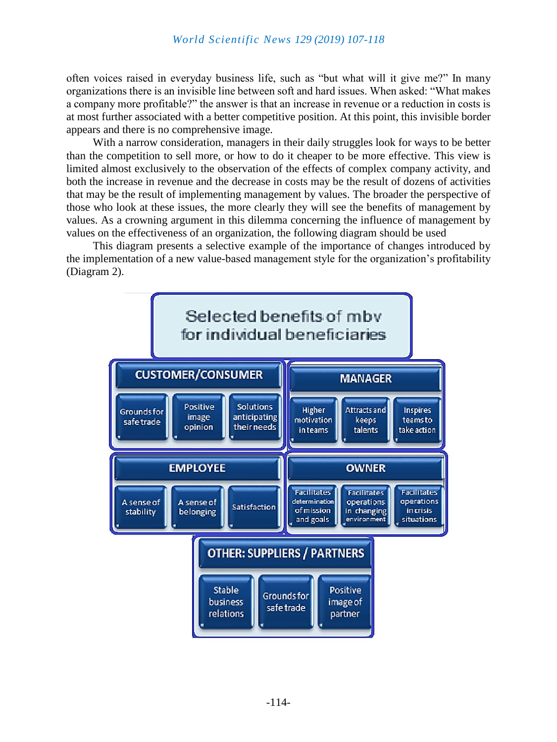often voices raised in everyday business life, such as "but what will it give me?" In many organizations there is an invisible line between soft and hard issues. When asked: "What makes a company more profitable?" the answer is that an increase in revenue or a reduction in costs is at most further associated with a better competitive position. At this point, this invisible border appears and there is no comprehensive image.

With a narrow consideration, managers in their daily struggles look for ways to be better than the competition to sell more, or how to do it cheaper to be more effective. This view is limited almost exclusively to the observation of the effects of complex company activity, and both the increase in revenue and the decrease in costs may be the result of dozens of activities that may be the result of implementing management by values. The broader the perspective of those who look at these issues, the more clearly they will see the benefits of management by values. As a crowning argument in this dilemma concerning the influence of management by values on the effectiveness of an organization, the following diagram should be used

This diagram presents a selective example of the importance of changes introduced by the implementation of a new value-based management style for the organization's profitability (Diagram 2).

**Selected benefits of mbv for individual beneficiaries**

| Beneficiary | Benefit 1 | Benefit 2 | Benefit 3 |
|---|---|---|---|
| CUSTOMER/CONSUMER | Grounds for safe trade | Positive image opinion | Solutions anticipating their needs |
| MANAGER | Higher motivation in teams | Attracts and keeps talents | Inspires teams to take action |
| EMPLOYEE | A sense of stability | A sense of belonging | Satisfaction |
| OWNER | Facilitates determination of mission and goals | Facilitates operations in changing environment | Facilitates operations in crisis situations |
| OTHER: SUPPLIERS / PARTNERS | Stable business relations | Grounds for safe trade | Positive image of partner |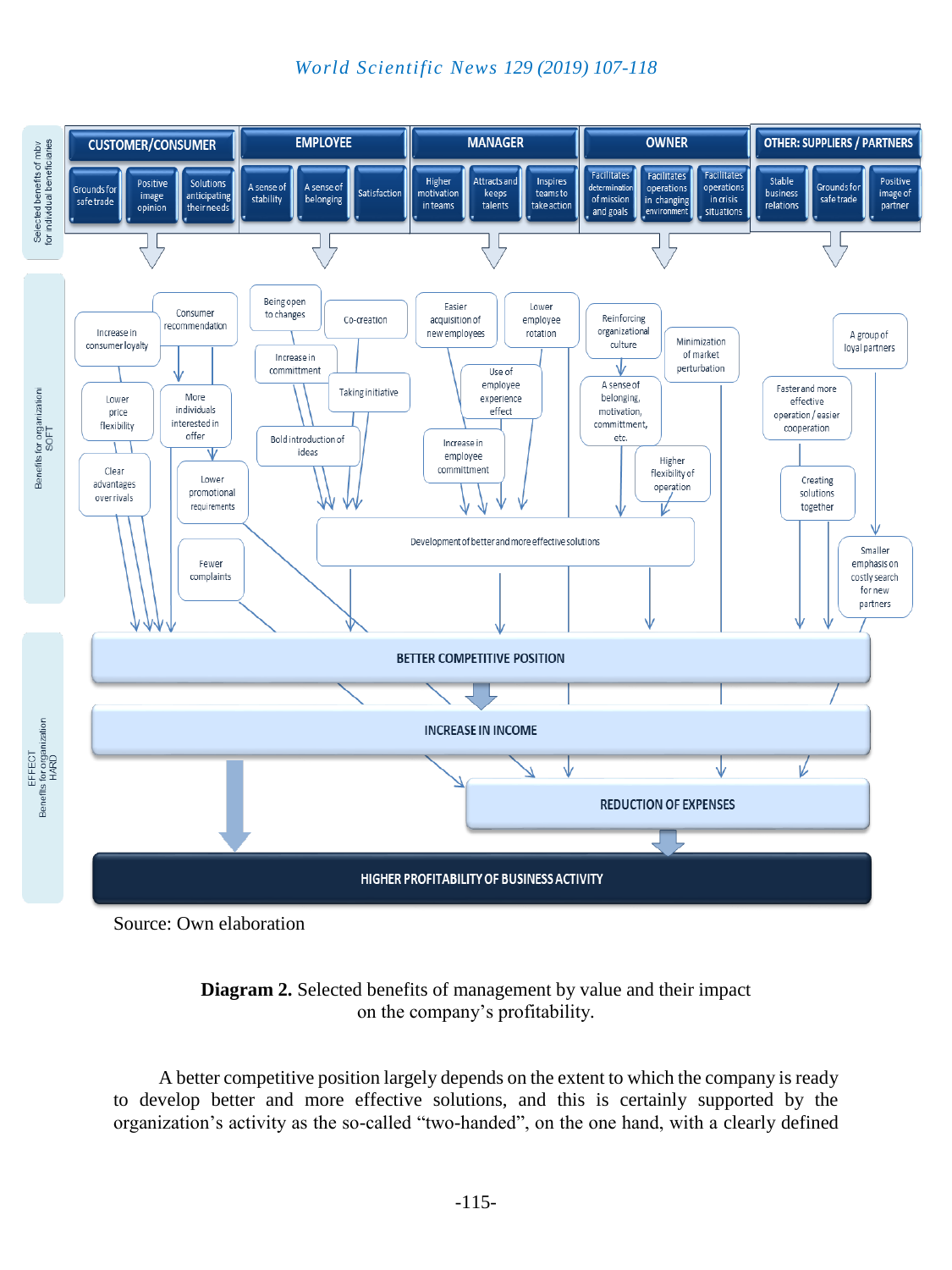| Selected benefits of mbv for individual beneficiaries | CUSTOMER/CONSUMER | EMPLOYEE | MANAGER | OWNER | OTHER: SUPPLIERS / PARTNERS |
|---|---|---|---|---|---|
| | Grounds for safe trade; Positive image opinion; Solutions anticipating their needs | A sense of stability; A sense of belonging; Satisfaction | Higher motivation in teams; Attracts and keeps talents; Inspires teams to take action | Facilitates determination of mission and goals; Facilitates operations in changing environment; Facilitates operations in crisis situations | Stable business relations; Grounds for safe trade; Positive image of partner |

**Benefits for organization SOFT:**

- Increase in consumer loyalty
- Consumer recommendation
- Lower price flexibility
- More individuals interested in offer
- Clear advantages over rivals
- Lower promotional requirements
- Fewer complaints
- Being open to changes
- Co-creation
- Increase in committment
- Taking initiative
- Bold introduction of ideas
- Easier acquisition of new employees
- Lower employee rotation
- Use of employee experience effect
- Increase in employee committment
- Reinforcing organizational culture
- Minimization of market perturbation
- A sense of belonging, motivation, committment, etc.
- Higher flexibility of operation
- Development of better and more effective solutions
- A group of loyal partners
- Faster and more effective operation / easier cooperation
- Creating solutions together
- Smaller emphasis on costly search for new partners

**EFFECT Benefits for organization HARD:**

- BETTER COMPETITIVE POSITION
- INCREASE IN INCOME
- REDUCTION OF EXPENSES
- HIGHER PROFITABILITY OF BUSINESS ACTIVITY

Source: Own elaboration

**Diagram 2.** Selected benefits of management by value and their impact on the company's profitability.

A better competitive position largely depends on the extent to which the company is ready to develop better and more effective solutions, and this is certainly supported by the organization's activity as the so-called "two-handed", on the one hand, with a clearly defined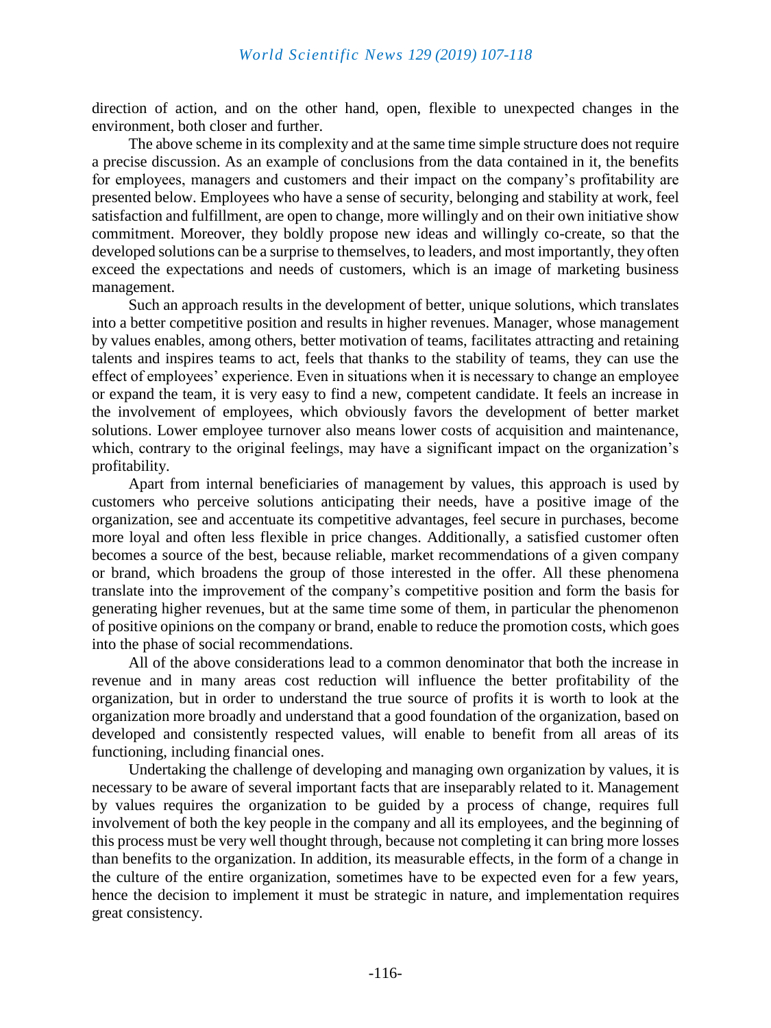direction of action, and on the other hand, open, flexible to unexpected changes in the environment, both closer and further.

The above scheme in its complexity and at the same time simple structure does not require a precise discussion. As an example of conclusions from the data contained in it, the benefits for employees, managers and customers and their impact on the company's profitability are presented below. Employees who have a sense of security, belonging and stability at work, feel satisfaction and fulfillment, are open to change, more willingly and on their own initiative show commitment. Moreover, they boldly propose new ideas and willingly co-create, so that the developed solutions can be a surprise to themselves, to leaders, and most importantly, they often exceed the expectations and needs of customers, which is an image of marketing business management.

Such an approach results in the development of better, unique solutions, which translates into a better competitive position and results in higher revenues. Manager, whose management by values enables, among others, better motivation of teams, facilitates attracting and retaining talents and inspires teams to act, feels that thanks to the stability of teams, they can use the effect of employees' experience. Even in situations when it is necessary to change an employee or expand the team, it is very easy to find a new, competent candidate. It feels an increase in the involvement of employees, which obviously favors the development of better market solutions. Lower employee turnover also means lower costs of acquisition and maintenance, which, contrary to the original feelings, may have a significant impact on the organization's profitability.

Apart from internal beneficiaries of management by values, this approach is used by customers who perceive solutions anticipating their needs, have a positive image of the organization, see and accentuate its competitive advantages, feel secure in purchases, become more loyal and often less flexible in price changes. Additionally, a satisfied customer often becomes a source of the best, because reliable, market recommendations of a given company or brand, which broadens the group of those interested in the offer. All these phenomena translate into the improvement of the company's competitive position and form the basis for generating higher revenues, but at the same time some of them, in particular the phenomenon of positive opinions on the company or brand, enable to reduce the promotion costs, which goes into the phase of social recommendations.

All of the above considerations lead to a common denominator that both the increase in revenue and in many areas cost reduction will influence the better profitability of the organization, but in order to understand the true source of profits it is worth to look at the organization more broadly and understand that a good foundation of the organization, based on developed and consistently respected values, will enable to benefit from all areas of its functioning, including financial ones.

Undertaking the challenge of developing and managing own organization by values, it is necessary to be aware of several important facts that are inseparably related to it. Management by values requires the organization to be guided by a process of change, requires full involvement of both the key people in the company and all its employees, and the beginning of this process must be very well thought through, because not completing it can bring more losses than benefits to the organization. In addition, its measurable effects, in the form of a change in the culture of the entire organization, sometimes have to be expected even for a few years, hence the decision to implement it must be strategic in nature, and implementation requires great consistency.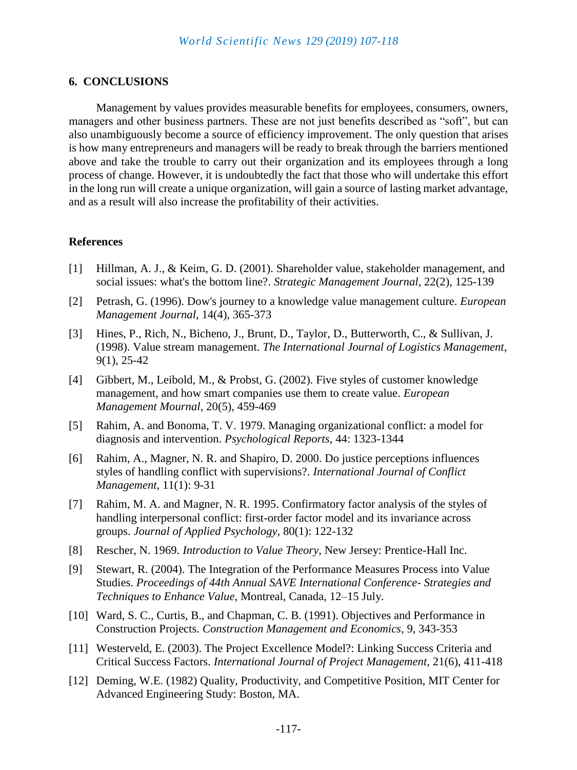## 6. CONCLUSIONS

Management by values provides measurable benefits for employees, consumers, owners, managers and other business partners. These are not just benefits described as "soft", but can also unambiguously become a source of efficiency improvement. The only question that arises is how many entrepreneurs and managers will be ready to break through the barriers mentioned above and take the trouble to carry out their organization and its employees through a long process of change. However, it is undoubtedly the fact that those who will undertake this effort in the long run will create a unique organization, will gain a source of lasting market advantage, and as a result will also increase the profitability of their activities.

## References

[1] Hillman, A. J., & Keim, G. D. (2001). Shareholder value, stakeholder management, and social issues: what's the bottom line?. *Strategic Management Journal*, 22(2), 125-139

[2] Petrash, G. (1996). Dow's journey to a knowledge value management culture. *European Management Journal*, 14(4), 365-373

[3] Hines, P., Rich, N., Bicheno, J., Brunt, D., Taylor, D., Butterworth, C., & Sullivan, J. (1998). Value stream management. *The International Journal of Logistics Management*, 9(1), 25-42

[4] Gibbert, M., Leibold, M., & Probst, G. (2002). Five styles of customer knowledge management, and how smart companies use them to create value. *European Management Mournal*, 20(5), 459-469

[5] Rahim, A. and Bonoma, T. V. 1979. Managing organizational conflict: a model for diagnosis and intervention. *Psychological Reports*, 44: 1323-1344

[6] Rahim, A., Magner, N. R. and Shapiro, D. 2000. Do justice perceptions influences styles of handling conflict with supervisions?. *International Journal of Conflict Management*, 11(1): 9-31

[7] Rahim, M. A. and Magner, N. R. 1995. Confirmatory factor analysis of the styles of handling interpersonal conflict: first-order factor model and its invariance across groups. *Journal of Applied Psychology*, 80(1): 122-132

[8] Rescher, N. 1969. *Introduction to Value Theory*, New Jersey: Prentice-Hall Inc.

[9] Stewart, R. (2004). The Integration of the Performance Measures Process into Value Studies. *Proceedings of 44th Annual SAVE International Conference- Strategies and Techniques to Enhance Value*, Montreal, Canada, 12–15 July.

[10] Ward, S. C., Curtis, B., and Chapman, C. B. (1991). Objectives and Performance in Construction Projects. *Construction Management and Economics*, 9, 343-353

[11] Westerveld, E. (2003). The Project Excellence Model?: Linking Success Criteria and Critical Success Factors. *International Journal of Project Management*, 21(6), 411-418

[12] Deming, W.E. (1982) Quality, Productivity, and Competitive Position, MIT Center for Advanced Engineering Study: Boston, MA.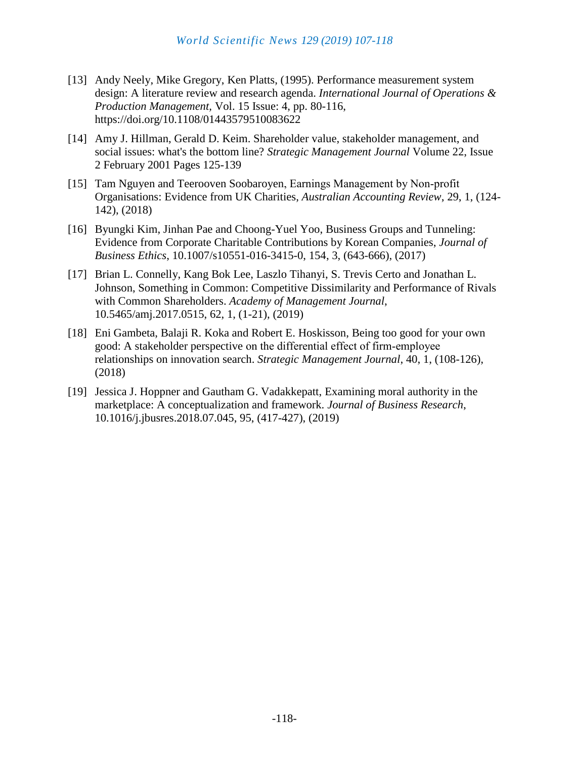[13] Andy Neely, Mike Gregory, Ken Platts, (1995). Performance measurement system design: A literature review and research agenda. *International Journal of Operations & Production Management*, Vol. 15 Issue: 4, pp. 80-116, https://doi.org/10.1108/01443579510083622

[14] Amy J. Hillman, Gerald D. Keim. Shareholder value, stakeholder management, and social issues: what's the bottom line? *Strategic Management Journal* Volume 22, Issue 2 February 2001 Pages 125-139

[15] Tam Nguyen and Teerooven Soobaroyen, Earnings Management by Non-profit Organisations: Evidence from UK Charities, *Australian Accounting Review*, 29, 1, (124-142), (2018)

[16] Byungki Kim, Jinhan Pae and Choong-Yuel Yoo, Business Groups and Tunneling: Evidence from Corporate Charitable Contributions by Korean Companies, *Journal of Business Ethics*, 10.1007/s10551-016-3415-0, 154, 3, (643-666), (2017)

[17] Brian L. Connelly, Kang Bok Lee, Laszlo Tihanyi, S. Trevis Certo and Jonathan L. Johnson, Something in Common: Competitive Dissimilarity and Performance of Rivals with Common Shareholders. *Academy of Management Journal*, 10.5465/amj.2017.0515, 62, 1, (1-21), (2019)

[18] Eni Gambeta, Balaji R. Koka and Robert E. Hoskisson, Being too good for your own good: A stakeholder perspective on the differential effect of firm-employee relationships on innovation search. *Strategic Management Journal*, 40, 1, (108-126), (2018)

[19] Jessica J. Hoppner and Gautham G. Vadakkepatt, Examining moral authority in the marketplace: A conceptualization and framework. *Journal of Business Research*, 10.1016/j.jbusres.2018.07.045, 95, (417-427), (2019)